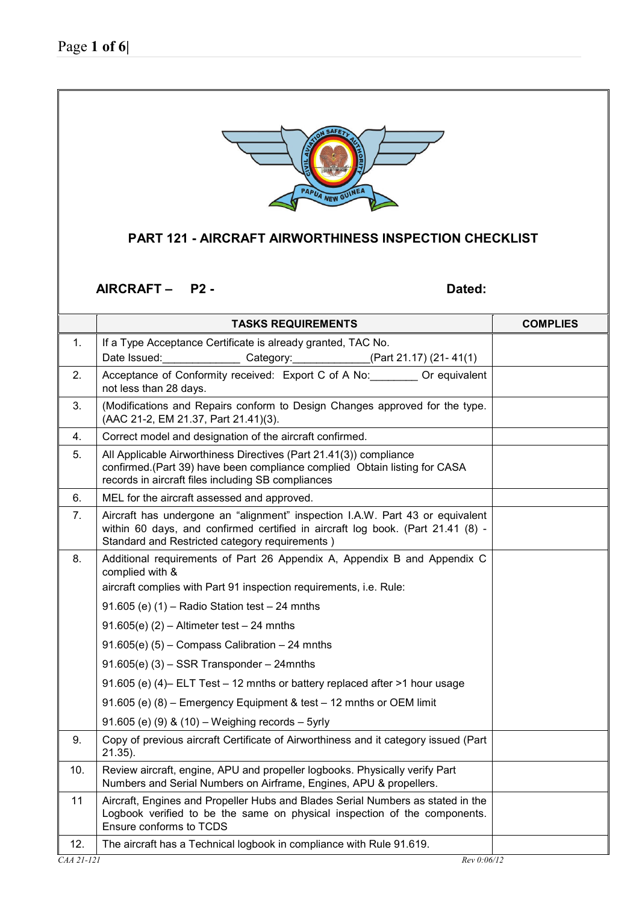## PART 121 - AIRCRAFT AIRWORTHINESS INSPECTION CHECKLIST

**AIRCRAFT – P2 -** **Dated:**

| | TASKS REQUIREMENTS | COMPLIES |
|---|---|---|
| 1. | If a Type Acceptance Certificate is already granted, TAC No. Date Issued:_____________ Category:_____________(Part 21.17) (21- 41(1) | |
| 2. | Acceptance of Conformity received: Export C of A No:________ Or equivalent not less than 28 days. | |
| 3. | (Modifications and Repairs conform to Design Changes approved for the type. (AAC 21-2, EM 21.37, Part 21.41)(3). | |
| 4. | Correct model and designation of the aircraft confirmed. | |
| 5. | All Applicable Airworthiness Directives (Part 21.41(3)) compliance confirmed.(Part 39) have been compliance complied Obtain listing for CASA records in aircraft files including SB compliances | |
| 6. | MEL for the aircraft assessed and approved. | |
| 7. | Aircraft has undergone an "alignment" inspection I.A.W. Part 43 or equivalent within 60 days, and confirmed certified in aircraft log book. (Part 21.41 (8) - Standard and Restricted category requirements ) | |
| 8. | Additional requirements of Part 26 Appendix A, Appendix B and Appendix C complied with &<br>aircraft complies with Part 91 inspection requirements, i.e. Rule:<br>91.605 (e) (1) – Radio Station test – 24 mnths<br>91.605(e) (2) – Altimeter test – 24 mnths<br>91.605(e) (5) – Compass Calibration – 24 mnths<br>91.605(e) (3) – SSR Transponder – 24mnths<br>91.605 (e) (4)– ELT Test – 12 mnths or battery replaced after >1 hour usage<br>91.605 (e) (8) – Emergency Equipment & test – 12 mnths or OEM limit<br>91.605 (e) (9) & (10) – Weighing records – 5yrly | |
| 9. | Copy of previous aircraft Certificate of Airworthiness and it category issued (Part 21.35). | |
| 10. | Review aircraft, engine, APU and propeller logbooks. Physically verify Part Numbers and Serial Numbers on Airframe, Engines, APU & propellers. | |
| 11 | Aircraft, Engines and Propeller Hubs and Blades Serial Numbers as stated in the Logbook verified to be the same on physical inspection of the components. Ensure conforms to TCDS | |
| 12. | The aircraft has a Technical logbook in compliance with Rule 91.619. | |

CAA 21-121 Rev 0:06/12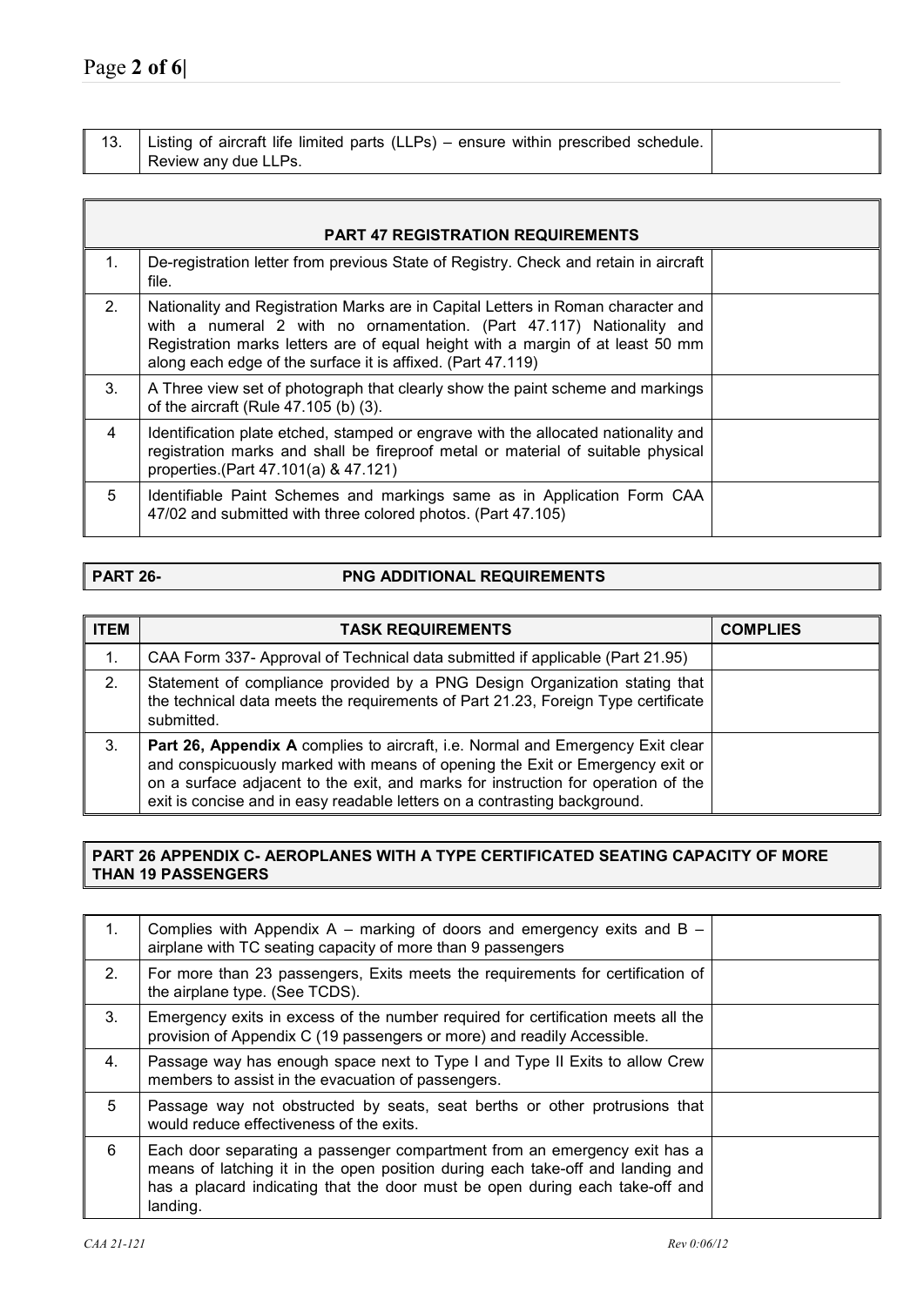| | | |
|---|---|---|
| 13. | Listing of aircraft life limited parts (LLPs) – ensure within prescribed schedule. Review any due LLPs. | |

| PART 47 REGISTRATION REQUIREMENTS | | |
|---|---|---|
| 1. | De-registration letter from previous State of Registry. Check and retain in aircraft file. | |
| 2. | Nationality and Registration Marks are in Capital Letters in Roman character and with a numeral 2 with no ornamentation. (Part 47.117) Nationality and Registration marks letters are of equal height with a margin of at least 50 mm along each edge of the surface it is affixed. (Part 47.119) | |
| 3. | A Three view set of photograph that clearly show the paint scheme and markings of the aircraft (Rule 47.105 (b) (3). | |
| 4 | Identification plate etched, stamped or engrave with the allocated nationality and registration marks and shall be fireproof metal or material of suitable physical properties.(Part 47.101(a) & 47.121) | |
| 5 | Identifiable Paint Schemes and markings same as in Application Form CAA 47/02 and submitted with three colored photos. (Part 47.105) | |

## PART 26- PNG ADDITIONAL REQUIREMENTS

| ITEM | TASK REQUIREMENTS | COMPLIES |
|---|---|---|
| 1. | CAA Form 337- Approval of Technical data submitted if applicable (Part 21.95) | |
| 2. | Statement of compliance provided by a PNG Design Organization stating that the technical data meets the requirements of Part 21.23, Foreign Type certificate submitted. | |
| 3. | **Part 26, Appendix A** complies to aircraft, i.e. Normal and Emergency Exit clear and conspicuously marked with means of opening the Exit or Emergency exit or on a surface adjacent to the exit, and marks for instruction for operation of the exit is concise and in easy readable letters on a contrasting background. | |

## PART 26 APPENDIX C- AEROPLANES WITH A TYPE CERTIFICATED SEATING CAPACITY OF MORE THAN 19 PASSENGERS

| | | |
|---|---|---|
| 1. | Complies with Appendix A – marking of doors and emergency exits and B – airplane with TC seating capacity of more than 9 passengers | |
| 2. | For more than 23 passengers, Exits meets the requirements for certification of the airplane type. (See TCDS). | |
| 3. | Emergency exits in excess of the number required for certification meets all the provision of Appendix C (19 passengers or more) and readily Accessible. | |
| 4. | Passage way has enough space next to Type I and Type II Exits to allow Crew members to assist in the evacuation of passengers. | |
| 5 | Passage way not obstructed by seats, seat berths or other protrusions that would reduce effectiveness of the exits. | |
| 6 | Each door separating a passenger compartment from an emergency exit has a means of latching it in the open position during each take-off and landing and has a placard indicating that the door must be open during each take-off and landing. | |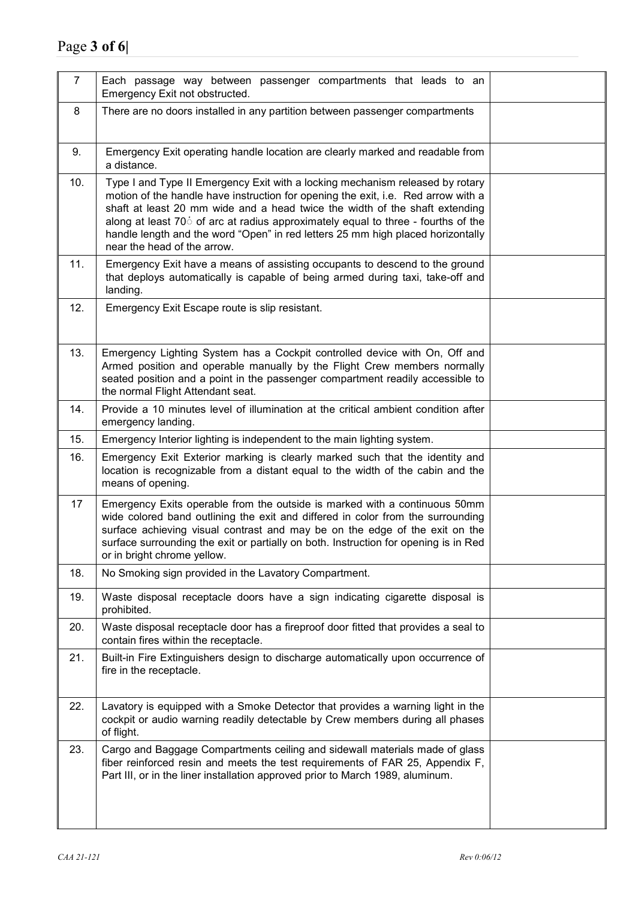| | | |
|---|---|---|
| 7 | Each passage way between passenger compartments that leads to an Emergency Exit not obstructed. | |
| 8 | There are no doors installed in any partition between passenger compartments | |
| 9. | Emergency Exit operating handle location are clearly marked and readable from a distance. | |
| 10. | Type I and Type II Emergency Exit with a locking mechanism released by rotary motion of the handle have instruction for opening the exit, i.e. Red arrow with a shaft at least 20 mm wide and a head twice the width of the shaft extending along at least 70◌̊ of arc at radius approximately equal to three - fourths of the handle length and the word "Open" in red letters 25 mm high placed horizontally near the head of the arrow. | |
| 11. | Emergency Exit have a means of assisting occupants to descend to the ground that deploys automatically is capable of being armed during taxi, take-off and landing. | |
| 12. | Emergency Exit Escape route is slip resistant. | |
| 13. | Emergency Lighting System has a Cockpit controlled device with On, Off and Armed position and operable manually by the Flight Crew members normally seated position and a point in the passenger compartment readily accessible to the normal Flight Attendant seat. | |
| 14. | Provide a 10 minutes level of illumination at the critical ambient condition after emergency landing. | |
| 15. | Emergency Interior lighting is independent to the main lighting system. | |
| 16. | Emergency Exit Exterior marking is clearly marked such that the identity and location is recognizable from a distant equal to the width of the cabin and the means of opening. | |
| 17 | Emergency Exits operable from the outside is marked with a continuous 50mm wide colored band outlining the exit and differed in color from the surrounding surface achieving visual contrast and may be on the edge of the exit on the surface surrounding the exit or partially on both. Instruction for opening is in Red or in bright chrome yellow. | |
| 18. | No Smoking sign provided in the Lavatory Compartment. | |
| 19. | Waste disposal receptacle doors have a sign indicating cigarette disposal is prohibited. | |
| 20. | Waste disposal receptacle door has a fireproof door fitted that provides a seal to contain fires within the receptacle. | |
| 21. | Built-in Fire Extinguishers design to discharge automatically upon occurrence of fire in the receptacle. | |
| 22. | Lavatory is equipped with a Smoke Detector that provides a warning light in the cockpit or audio warning readily detectable by Crew members during all phases of flight. | |
| 23. | Cargo and Baggage Compartments ceiling and sidewall materials made of glass fiber reinforced resin and meets the test requirements of FAR 25, Appendix F, Part III, or in the liner installation approved prior to March 1989, aluminum. | |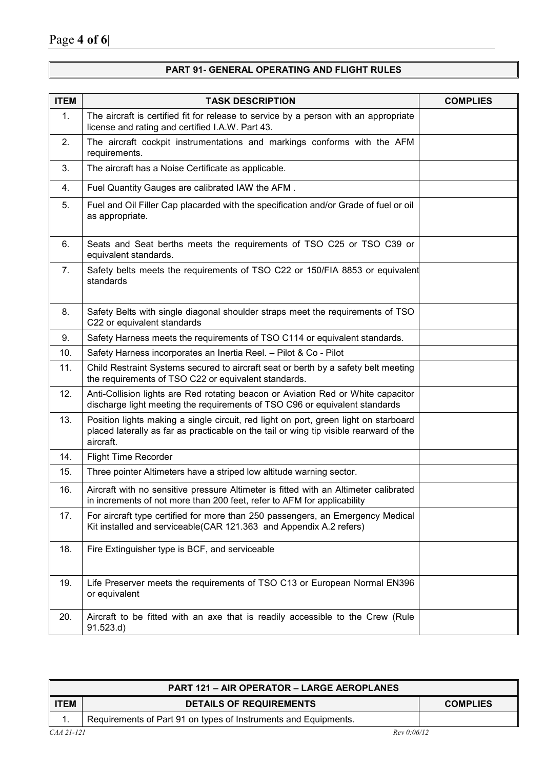## PART 91- GENERAL OPERATING AND FLIGHT RULES

| ITEM | TASK DESCRIPTION | COMPLIES |
|---|---|---|
| 1. | The aircraft is certified fit for release to service by a person with an appropriate license and rating and certified I.A.W. Part 43. | |
| 2. | The aircraft cockpit instrumentations and markings conforms with the AFM requirements. | |
| 3. | The aircraft has a Noise Certificate as applicable. | |
| 4. | Fuel Quantity Gauges are calibrated IAW the AFM . | |
| 5. | Fuel and Oil Filler Cap placarded with the specification and/or Grade of fuel or oil as appropriate. | |
| 6. | Seats and Seat berths meets the requirements of TSO C25 or TSO C39 or equivalent standards. | |
| 7. | Safety belts meets the requirements of TSO C22 or 150/FIA 8853 or equivalent standards | |
| 8. | Safety Belts with single diagonal shoulder straps meet the requirements of TSO C22 or equivalent standards | |
| 9. | Safety Harness meets the requirements of TSO C114 or equivalent standards. | |
| 10. | Safety Harness incorporates an Inertia Reel. – Pilot & Co - Pilot | |
| 11. | Child Restraint Systems secured to aircraft seat or berth by a safety belt meeting the requirements of TSO C22 or equivalent standards. | |
| 12. | Anti-Collision lights are Red rotating beacon or Aviation Red or White capacitor discharge light meeting the requirements of TSO C96 or equivalent standards | |
| 13. | Position lights making a single circuit, red light on port, green light on starboard placed laterally as far as practicable on the tail or wing tip visible rearward of the aircraft. | |
| 14. | Flight Time Recorder | |
| 15. | Three pointer Altimeters have a striped low altitude warning sector. | |
| 16. | Aircraft with no sensitive pressure Altimeter is fitted with an Altimeter calibrated in increments of not more than 200 feet, refer to AFM for applicability | |
| 17. | For aircraft type certified for more than 250 passengers, an Emergency Medical Kit installed and serviceable(CAR 121.363 and Appendix A.2 refers) | |
| 18. | Fire Extinguisher type is BCF, and serviceable | |
| 19. | Life Preserver meets the requirements of TSO C13 or European Normal EN396 or equivalent | |
| 20. | Aircraft to be fitted with an axe that is readily accessible to the Crew (Rule 91.523.d) | |

## PART 121 – AIR OPERATOR – LARGE AEROPLANES

| ITEM | DETAILS OF REQUIREMENTS | COMPLIES |
|---|---|---|
| 1. | Requirements of Part 91 on types of Instruments and Equipments. | |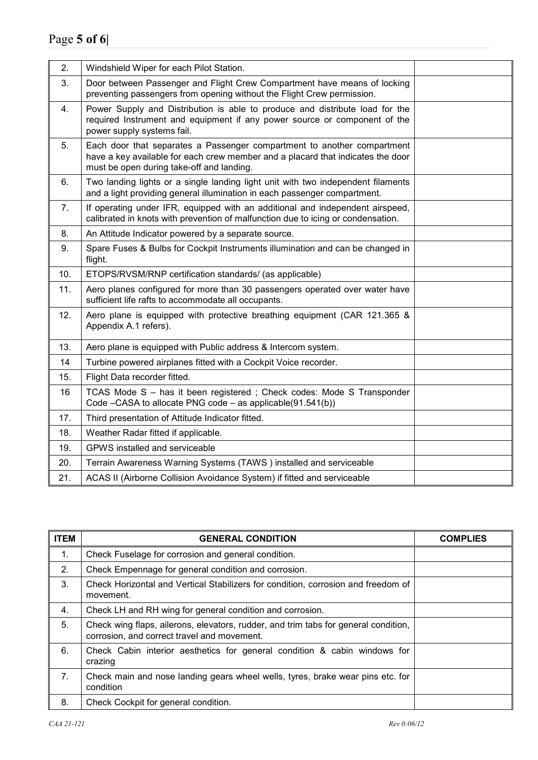| | | |
|---|---|---|
| 2. | Windshield Wiper for each Pilot Station. | |
| 3. | Door between Passenger and Flight Crew Compartment have means of locking preventing passengers from opening without the Flight Crew permission. | |
| 4. | Power Supply and Distribution is able to produce and distribute load for the required Instrument and equipment if any power source or component of the power supply systems fail. | |
| 5. | Each door that separates a Passenger compartment to another compartment have a key available for each crew member and a placard that indicates the door must be open during take-off and landing. | |
| 6. | Two landing lights or a single landing light unit with two independent filaments and a light providing general illumination in each passenger compartment. | |
| 7. | If operating under IFR, equipped with an additional and independent airspeed, calibrated in knots with prevention of malfunction due to icing or condensation. | |
| 8. | An Attitude Indicator powered by a separate source. | |
| 9. | Spare Fuses & Bulbs for Cockpit Instruments illumination and can be changed in flight. | |
| 10. | ETOPS/RVSM/RNP certification standards/ (as applicable) | |
| 11. | Aero planes configured for more than 30 passengers operated over water have sufficient life rafts to accommodate all occupants. | |
| 12. | Aero plane is equipped with protective breathing equipment (CAR 121.365 & Appendix A.1 refers). | |
| 13. | Aero plane is equipped with Public address & Intercom system. | |
| 14 | Turbine powered airplanes fitted with a Cockpit Voice recorder. | |
| 15. | Flight Data recorder fitted. | |
| 16 | TCAS Mode S – has it been registered ; Check codes: Mode S Transponder Code –CASA to allocate PNG code – as applicable(91.541(b)) | |
| 17. | Third presentation of Attitude Indicator fitted. | |
| 18. | Weather Radar fitted if applicable. | |
| 19. | GPWS installed and serviceable | |
| 20. | Terrain Awareness Warning Systems (TAWS ) installed and serviceable | |
| 21. | ACAS II (Airborne Collision Avoidance System) if fitted and serviceable | |

| ITEM | GENERAL CONDITION | COMPLIES |
|---|---|---|
| 1. | Check Fuselage for corrosion and general condition. | |
| 2. | Check Empennage for general condition and corrosion. | |
| 3. | Check Horizontal and Vertical Stabilizers for condition, corrosion and freedom of movement. | |
| 4. | Check LH and RH wing for general condition and corrosion. | |
| 5. | Check wing flaps, ailerons, elevators, rudder, and trim tabs for general condition, corrosion, and correct travel and movement. | |
| 6. | Check Cabin interior aesthetics for general condition & cabin windows for crazing | |
| 7. | Check main and nose landing gears wheel wells, tyres, brake wear pins etc. for condition | |
| 8. | Check Cockpit for general condition. | |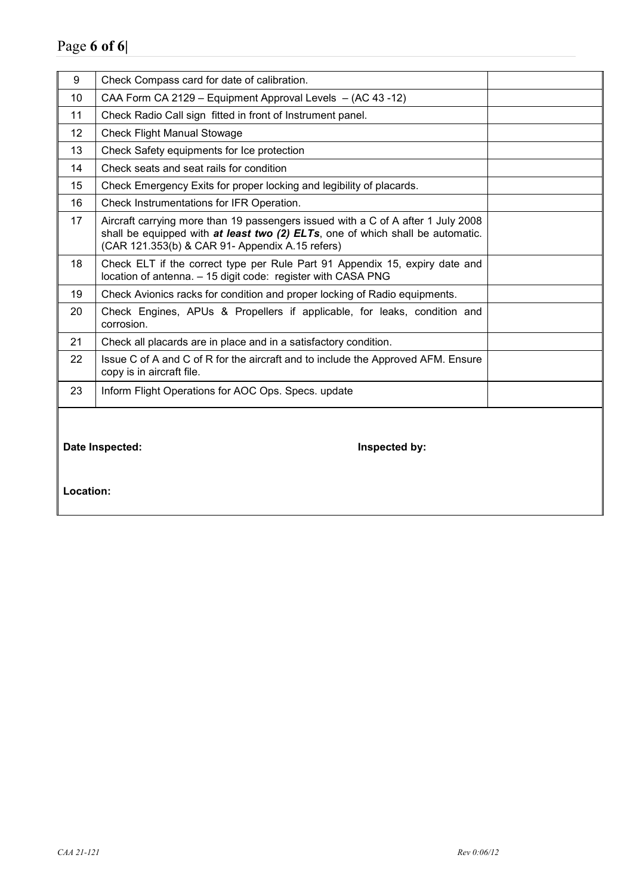| | | |
|---|---|---|
| 9 | Check Compass card for date of calibration. | |
| 10 | CAA Form CA 2129 – Equipment Approval Levels – (AC 43 -12) | |
| 11 | Check Radio Call sign fitted in front of Instrument panel. | |
| 12 | Check Flight Manual Stowage | |
| 13 | Check Safety equipments for Ice protection | |
| 14 | Check seats and seat rails for condition | |
| 15 | Check Emergency Exits for proper locking and legibility of placards. | |
| 16 | Check Instrumentations for IFR Operation. | |
| 17 | Aircraft carrying more than 19 passengers issued with a C of A after 1 July 2008 shall be equipped with ***at least two (2) ELTs***, one of which shall be automatic. (CAR 121.353(b) & CAR 91- Appendix A.15 refers) | |
| 18 | Check ELT if the correct type per Rule Part 91 Appendix 15, expiry date and location of antenna. – 15 digit code: register with CASA PNG | |
| 19 | Check Avionics racks for condition and proper locking of Radio equipments. | |
| 20 | Check Engines, APUs & Propellers if applicable, for leaks, condition and corrosion. | |
| 21 | Check all placards are in place and in a satisfactory condition. | |
| 22 | Issue C of A and C of R for the aircraft and to include the Approved AFM. Ensure copy is in aircraft file. | |
| 23 | Inform Flight Operations for AOC Ops. Specs. update | |

**Date Inspected:** **Inspected by:**

**Location:**